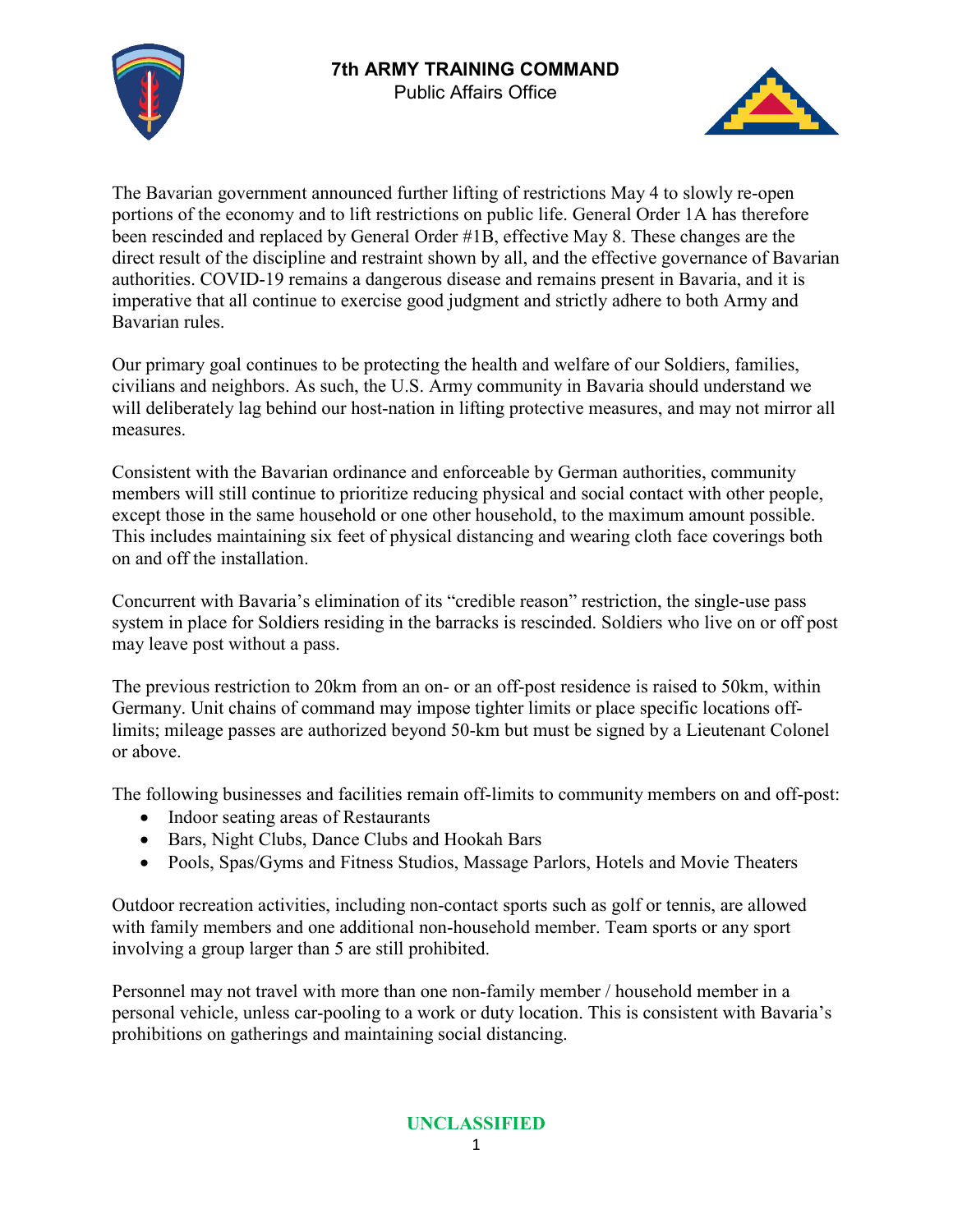**7th ARMY TRAINING COMMAND**
Public Affairs Office

The Bavarian government announced further lifting of restrictions May 4 to slowly re-open portions of the economy and to lift restrictions on public life. General Order 1A has therefore been rescinded and replaced by General Order #1B, effective May 8. These changes are the direct result of the discipline and restraint shown by all, and the effective governance of Bavarian authorities. COVID-19 remains a dangerous disease and remains present in Bavaria, and it is imperative that all continue to exercise good judgment and strictly adhere to both Army and Bavarian rules.

Our primary goal continues to be protecting the health and welfare of our Soldiers, families, civilians and neighbors. As such, the U.S. Army community in Bavaria should understand we will deliberately lag behind our host-nation in lifting protective measures, and may not mirror all measures.

Consistent with the Bavarian ordinance and enforceable by German authorities, community members will still continue to prioritize reducing physical and social contact with other people, except those in the same household or one other household, to the maximum amount possible. This includes maintaining six feet of physical distancing and wearing cloth face coverings both on and off the installation.

Concurrent with Bavaria's elimination of its "credible reason" restriction, the single-use pass system in place for Soldiers residing in the barracks is rescinded. Soldiers who live on or off post may leave post without a pass.

The previous restriction to 20km from an on- or an off-post residence is raised to 50km, within Germany. Unit chains of command may impose tighter limits or place specific locations off-limits; mileage passes are authorized beyond 50-km but must be signed by a Lieutenant Colonel or above.

The following businesses and facilities remain off-limits to community members on and off-post:

- Indoor seating areas of Restaurants
- Bars, Night Clubs, Dance Clubs and Hookah Bars
- Pools, Spas/Gyms and Fitness Studios, Massage Parlors, Hotels and Movie Theaters

Outdoor recreation activities, including non-contact sports such as golf or tennis, are allowed with family members and one additional non-household member. Team sports or any sport involving a group larger than 5 are still prohibited.

Personnel may not travel with more than one non-family member / household member in a personal vehicle, unless car-pooling to a work or duty location. This is consistent with Bavaria's prohibitions on gatherings and maintaining social distancing.

UNCLASSIFIED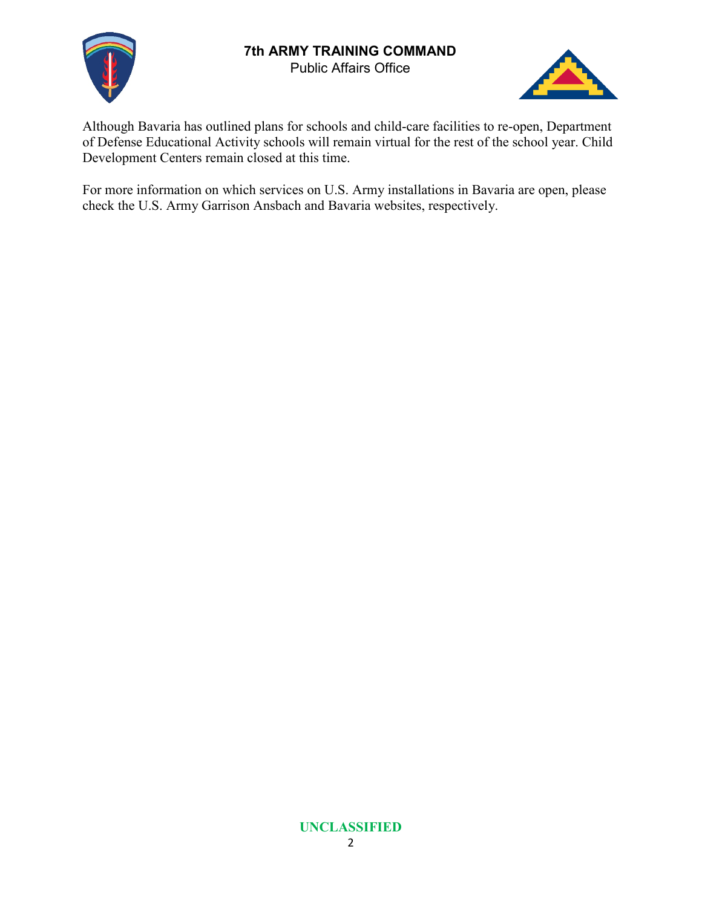Although Bavaria has outlined plans for schools and child-care facilities to re-open, Department of Defense Educational Activity schools will remain virtual for the rest of the school year. Child Development Centers remain closed at this time.

For more information on which services on U.S. Army installations in Bavaria are open, please check the U.S. Army Garrison Ansbach and Bavaria websites, respectively.